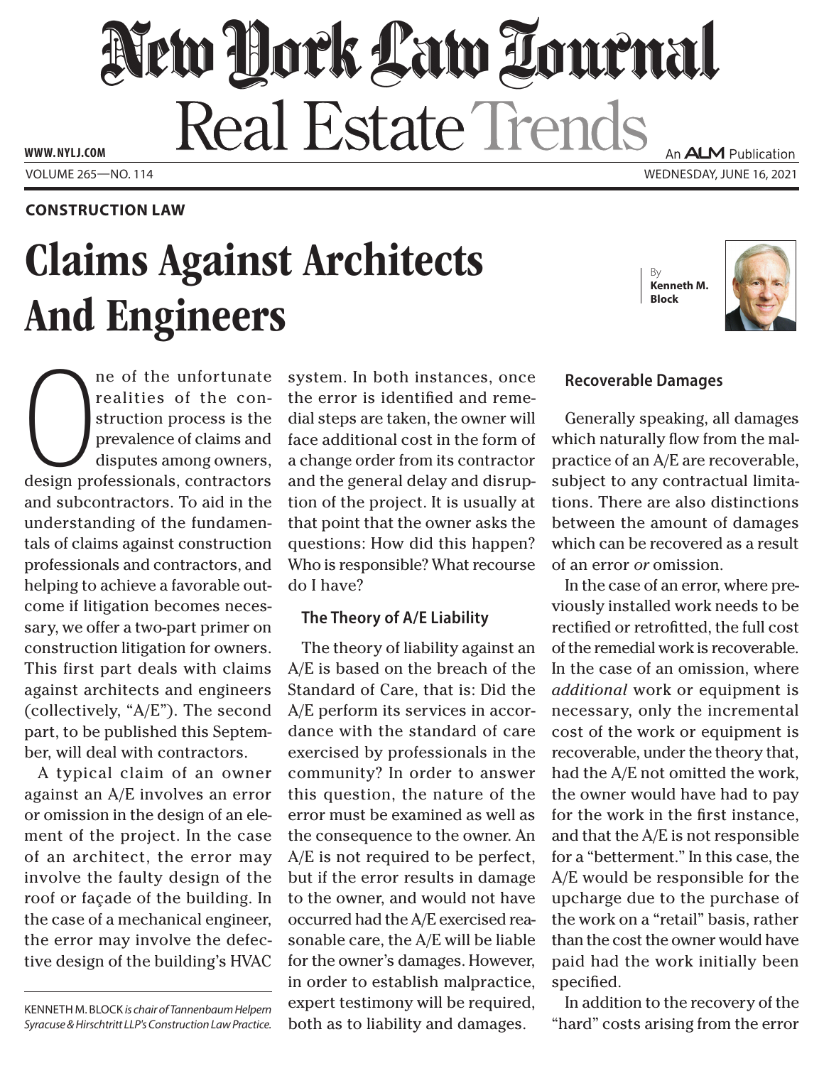**CONSTRUCTION LAW**

# Claims Against Architects And Engineers

By **Kenneth M. Block**

One of the unfortunate realities of the construction process is the prevalence of claims and disputes among owners, design professionals, contractors and subcontractors. To aid in the understanding of the fundamentals of claims against construction professionals and contractors, and helping to achieve a favorable outcome if litigation becomes necessary, we offer a two-part primer on construction litigation for owners. This first part deals with claims against architects and engineers (collectively, "A/E"). The second part, to be published this September, will deal with contractors.

A typical claim of an owner against an A/E involves an error or omission in the design of an element of the project. In the case of an architect, the error may involve the faulty design of the roof or façade of the building. In the case of a mechanical engineer, the error may involve the defective design of the building's HVAC system. In both instances, once the error is identified and remedial steps are taken, the owner will face additional cost in the form of a change order from its contractor and the general delay and disruption of the project. It is usually at that point that the owner asks the questions: How did this happen? Who is responsible? What recourse do I have?

KENNETH M. BLOCK *is chair of Tannenbaum Helpern Syracuse & Hirschtritt LLP's Construction Law Practice.*

### The Theory of A/E Liability

The theory of liability against an A/E is based on the breach of the Standard of Care, that is: Did the A/E perform its services in accordance with the standard of care exercised by professionals in the community? In order to answer this question, the nature of the error must be examined as well as the consequence to the owner. An A/E is not required to be perfect, but if the error results in damage to the owner, and would not have occurred had the A/E exercised reasonable care, the A/E will be liable for the owner's damages. However, in order to establish malpractice, expert testimony will be required, both as to liability and damages.

### Recoverable Damages

Generally speaking, all damages which naturally flow from the malpractice of an A/E are recoverable, subject to any contractual limitations. There are also distinctions between the amount of damages which can be recovered as a result of an error *or* omission.

In the case of an error, where previously installed work needs to be rectified or retrofitted, the full cost of the remedial work is recoverable. In the case of an omission, where *additional* work or equipment is necessary, only the incremental cost of the work or equipment is recoverable, under the theory that, had the A/E not omitted the work, the owner would have had to pay for the work in the first instance, and that the A/E is not responsible for a "betterment." In this case, the A/E would be responsible for the upcharge due to the purchase of the work on a "retail" basis, rather than the cost the owner would have paid had the work initially been specified.

In addition to the recovery of the "hard" costs arising from the error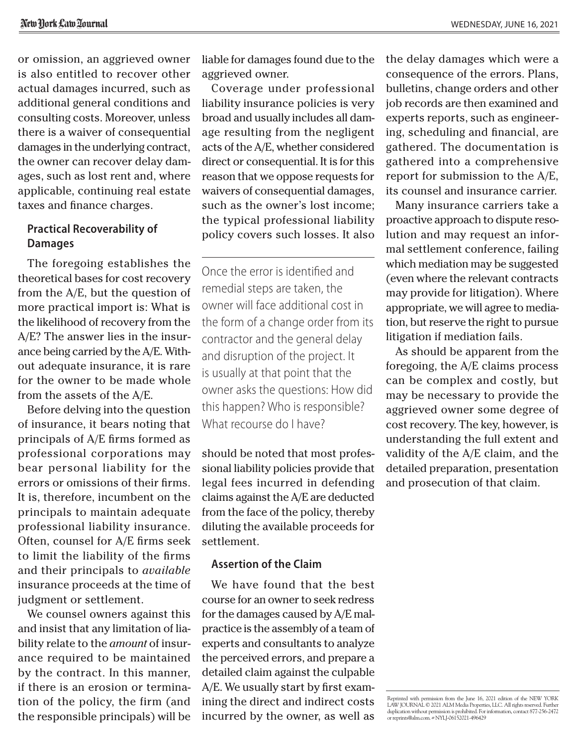or omission, an aggrieved owner is also entitled to recover other actual damages incurred, such as additional general conditions and consulting costs. Moreover, unless there is a waiver of consequential damages in the underlying contract, the owner can recover delay damages, such as lost rent and, where applicable, continuing real estate taxes and finance charges.

## Practical Recoverability of Damages

The foregoing establishes the theoretical bases for cost recovery from the A/E, but the question of more practical import is: What is the likelihood of recovery from the A/E? The answer lies in the insurance being carried by the A/E. Without adequate insurance, it is rare for the owner to be made whole from the assets of the A/E.

Before delving into the question of insurance, it bears noting that principals of A/E firms formed as professional corporations may bear personal liability for the errors or omissions of their firms. It is, therefore, incumbent on the principals to maintain adequate professional liability insurance. Often, counsel for A/E firms seek to limit the liability of the firms and their principals to *available* insurance proceeds at the time of judgment or settlement.

We counsel owners against this and insist that any limitation of liability relate to the *amount* of insurance required to be maintained by the contract. In this manner, if there is an erosion or termination of the policy, the firm (and the responsible principals) will be liable for damages found due to the aggrieved owner.

Coverage under professional liability insurance policies is very broad and usually includes all damage resulting from the negligent acts of the A/E, whether considered direct or consequential. It is for this reason that we oppose requests for waivers of consequential damages, such as the owner's lost income; the typical professional liability policy covers such losses. It also should be noted that most professional liability policies provide that legal fees incurred in defending claims against the A/E are deducted from the face of the policy, thereby diluting the available proceeds for settlement.

> Once the error is identified and remedial steps are taken, the owner will face additional cost in the form of a change order from its contractor and the general delay and disruption of the project. It is usually at that point that the owner asks the questions: How did this happen? Who is responsible? What recourse do I have?

## Assertion of the Claim

We have found that the best course for an owner to seek redress for the damages caused by A/E malpractice is the assembly of a team of experts and consultants to analyze the perceived errors, and prepare a detailed claim against the culpable A/E. We usually start by first examining the direct and indirect costs incurred by the owner, as well as the delay damages which were a consequence of the errors. Plans, bulletins, change orders and other job records are then examined and experts reports, such as engineering, scheduling and financial, are gathered. The documentation is gathered into a comprehensive report for submission to the A/E, its counsel and insurance carrier.

Many insurance carriers take a proactive approach to dispute resolution and may request an informal settlement conference, failing which mediation may be suggested (even where the relevant contracts may provide for litigation). Where appropriate, we will agree to mediation, but reserve the right to pursue litigation if mediation fails.

As should be apparent from the foregoing, the A/E claims process can be complex and costly, but may be necessary to provide the aggrieved owner some degree of cost recovery. The key, however, is understanding the full extent and validity of the A/E claim, and the detailed preparation, presentation and prosecution of that claim.

Reprinted with permission from the June 16, 2021 edition of the NEW YORK LAW JOURNAL © 2021 ALM Media Properties, LLC. All rights reserved. Further duplication without permission is prohibited. For information, contact 877-256-2472 or reprints@alm.com. # NYLJ-06152021-496429